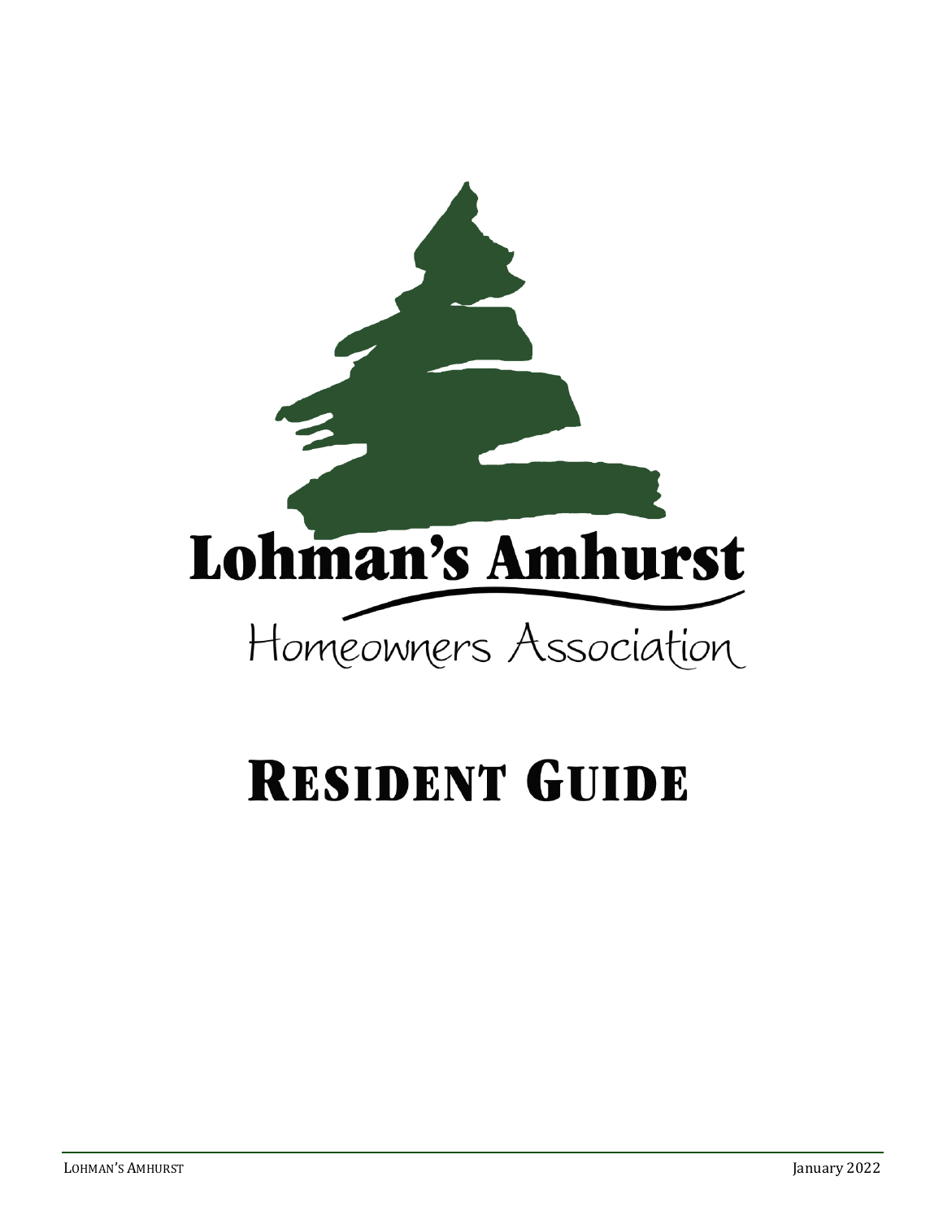# Lohman's Amhurst

Homeowners Association

# Resident Guide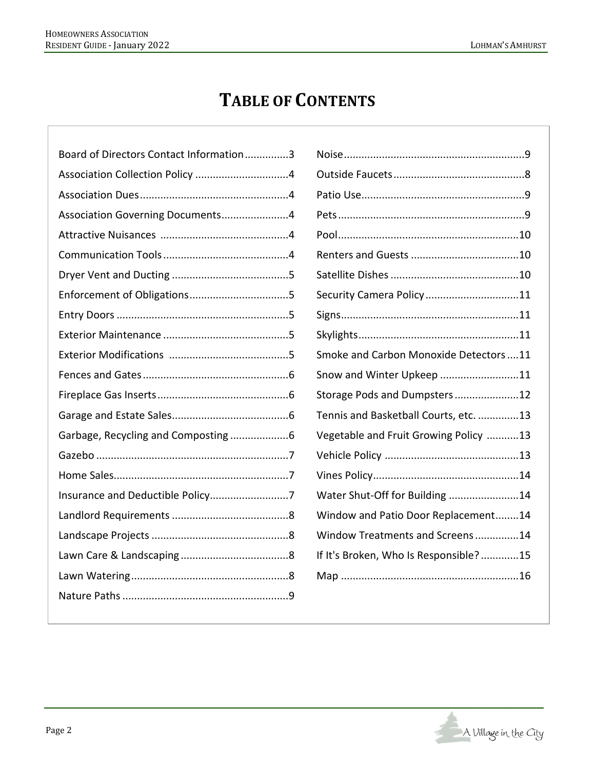# TABLE OF CONTENTS

| Topic | Page |
|---|---|
| Board of Directors Contact Information | 3 |
| Association Collection Policy | 4 |
| Association Dues | 4 |
| Association Governing Documents | 4 |
| Attractive Nuisances | 4 |
| Communication Tools | 4 |
| Dryer Vent and Ducting | 5 |
| Enforcement of Obligations | 5 |
| Entry Doors | 5 |
| Exterior Maintenance | 5 |
| Exterior Modifications | 5 |
| Fences and Gates | 6 |
| Fireplace Gas Inserts | 6 |
| Garage and Estate Sales | 6 |
| Garbage, Recycling and Composting | 6 |
| Gazebo | 7 |
| Home Sales | 7 |
| Insurance and Deductible Policy | 7 |
| Landlord Requirements | 8 |
| Landscape Projects | 8 |
| Lawn Care & Landscaping | 8 |
| Lawn Watering | 8 |
| Nature Paths | 9 |
| Noise | 9 |
| Outside Faucets | 8 |
| Patio Use | 9 |
| Pets | 9 |
| Pool | 10 |
| Renters and Guests | 10 |
| Satellite Dishes | 10 |
| Security Camera Policy | 11 |
| Signs | 11 |
| Skylights | 11 |
| Smoke and Carbon Monoxide Detectors | 11 |
| Snow and Winter Upkeep | 11 |
| Storage Pods and Dumpsters | 12 |
| Tennis and Basketball Courts, etc. | 13 |
| Vegetable and Fruit Growing Policy | 13 |
| Vehicle Policy | 13 |
| Vines Policy | 14 |
| Water Shut-Off for Building | 14 |
| Window and Patio Door Replacement | 14 |
| Window Treatments and Screens | 14 |
| If It's Broken, Who Is Responsible? | 15 |
| Map | 16 |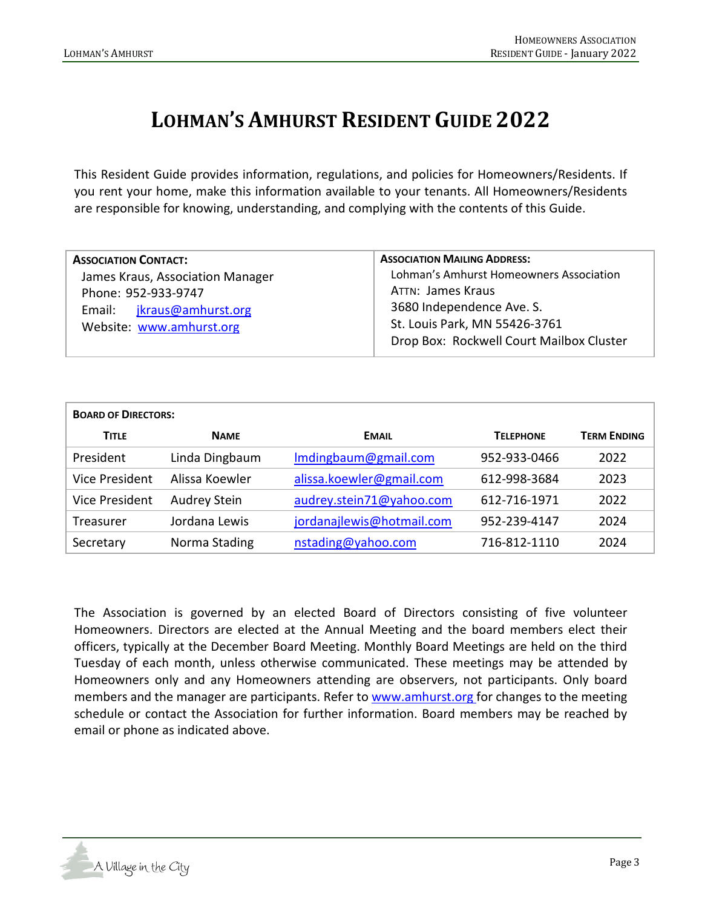# Lohman's Amhurst Resident Guide 2022

This Resident Guide provides information, regulations, and policies for Homeowners/Residents. If you rent your home, make this information available to your tenants. All Homeowners/Residents are responsible for knowing, understanding, and complying with the contents of this Guide.

| **Association Contact:** | **Association Mailing Address:** |
|---|---|
| James Kraus, Association Manager<br>Phone: 952-933-9747<br>Email: jkraus@amhurst.org<br>Website: www.amhurst.org | Lohman's Amhurst Homeowners Association<br>Attn: James Kraus<br>3680 Independence Ave. S.<br>St. Louis Park, MN 55426-3761<br>Drop Box: Rockwell Court Mailbox Cluster |

**Board of Directors:**

| Title | Name | Email | Telephone | Term Ending |
|---|---|---|---|---|
| President | Linda Dingbaum | lmdingbaum@gmail.com | 952-933-0466 | 2022 |
| Vice President | Alissa Koewler | alissa.koewler@gmail.com | 612-998-3684 | 2023 |
| Vice President | Audrey Stein | audrey.stein71@yahoo.com | 612-716-1971 | 2022 |
| Treasurer | Jordana Lewis | jordanajlewis@hotmail.com | 952-239-4147 | 2024 |
| Secretary | Norma Stading | nstading@yahoo.com | 716-812-1110 | 2024 |

The Association is governed by an elected Board of Directors consisting of five volunteer Homeowners. Directors are elected at the Annual Meeting and the board members elect their officers, typically at the December Board Meeting. Monthly Board Meetings are held on the third Tuesday of each month, unless otherwise communicated. These meetings may be attended by Homeowners only and any Homeowners attending are observers, not participants. Only board members and the manager are participants. Refer to www.amhurst.org for changes to the meeting schedule or contact the Association for further information. Board members may be reached by email or phone as indicated above.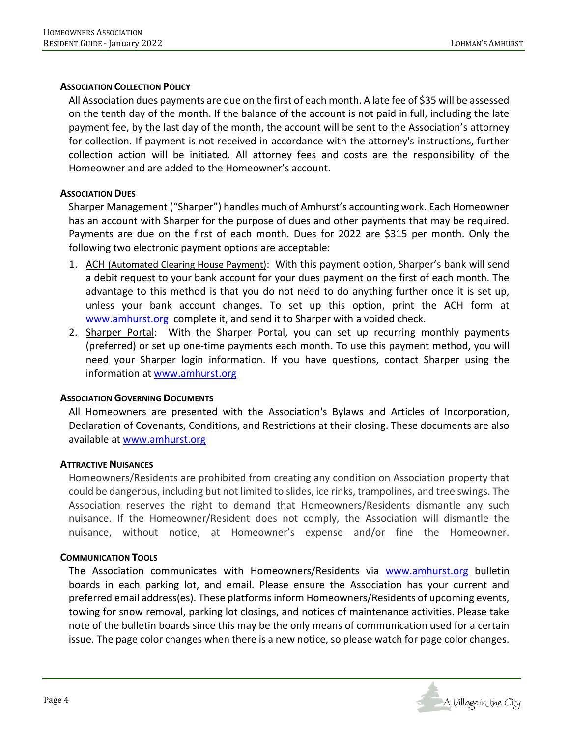### Association Collection Policy

All Association dues payments are due on the first of each month. A late fee of $35 will be assessed on the tenth day of the month. If the balance of the account is not paid in full, including the late payment fee, by the last day of the month, the account will be sent to the Association's attorney for collection. If payment is not received in accordance with the attorney's instructions, further collection action will be initiated. All attorney fees and costs are the responsibility of the Homeowner and are added to the Homeowner's account.

### Association Dues

Sharper Management ("Sharper") handles much of Amhurst's accounting work. Each Homeowner has an account with Sharper for the purpose of dues and other payments that may be required. Payments are due on the first of each month. Dues for 2022 are $315 per month. Only the following two electronic payment options are acceptable:

1. ACH (Automated Clearing House Payment): With this payment option, Sharper's bank will send a debit request to your bank account for your dues payment on the first of each month. The advantage to this method is that you do not need to do anything further once it is set up, unless your bank account changes. To set up this option, print the ACH form at www.amhurst.org complete it, and send it to Sharper with a voided check.
2. Sharper Portal: With the Sharper Portal, you can set up recurring monthly payments (preferred) or set up one-time payments each month. To use this payment method, you will need your Sharper login information. If you have questions, contact Sharper using the information at www.amhurst.org

### Association Governing Documents

All Homeowners are presented with the Association's Bylaws and Articles of Incorporation, Declaration of Covenants, Conditions, and Restrictions at their closing. These documents are also available at www.amhurst.org

### Attractive Nuisances

Homeowners/Residents are prohibited from creating any condition on Association property that could be dangerous, including but not limited to slides, ice rinks, trampolines, and tree swings. The Association reserves the right to demand that Homeowners/Residents dismantle any such nuisance. If the Homeowner/Resident does not comply, the Association will dismantle the nuisance, without notice, at Homeowner's expense and/or fine the Homeowner.

### Communication Tools

The Association communicates with Homeowners/Residents via www.amhurst.org bulletin boards in each parking lot, and email. Please ensure the Association has your current and preferred email address(es). These platforms inform Homeowners/Residents of upcoming events, towing for snow removal, parking lot closings, and notices of maintenance activities. Please take note of the bulletin boards since this may be the only means of communication used for a certain issue. The page color changes when there is a new notice, so please watch for page color changes.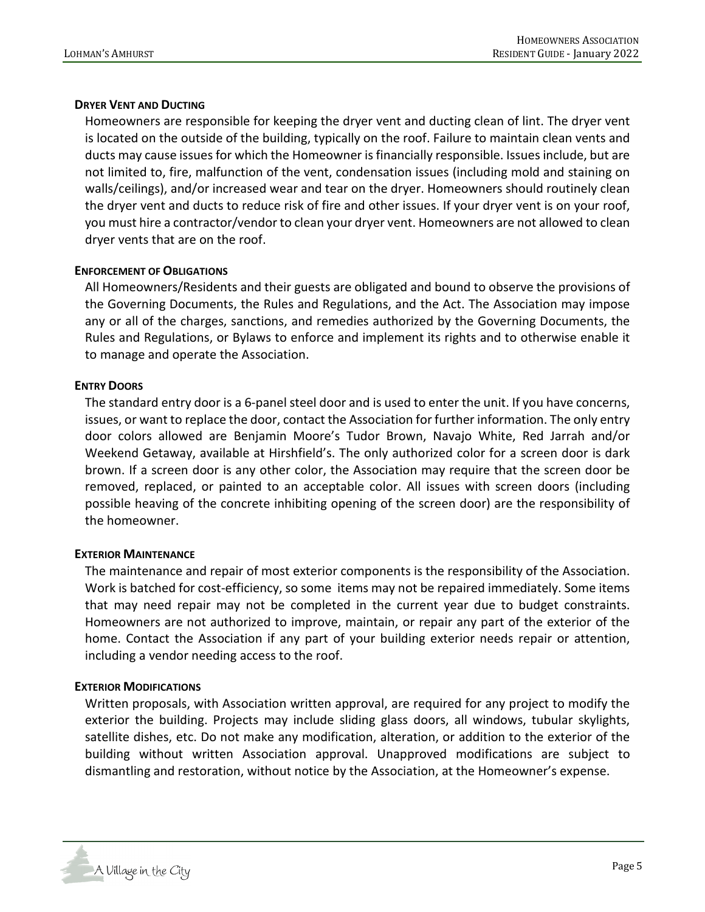### Dryer Vent and Ducting

Homeowners are responsible for keeping the dryer vent and ducting clean of lint. The dryer vent is located on the outside of the building, typically on the roof. Failure to maintain clean vents and ducts may cause issues for which the Homeowner is financially responsible. Issues include, but are not limited to, fire, malfunction of the vent, condensation issues (including mold and staining on walls/ceilings), and/or increased wear and tear on the dryer. Homeowners should routinely clean the dryer vent and ducts to reduce risk of fire and other issues. If your dryer vent is on your roof, you must hire a contractor/vendor to clean your dryer vent. Homeowners are not allowed to clean dryer vents that are on the roof.

### Enforcement of Obligations

All Homeowners/Residents and their guests are obligated and bound to observe the provisions of the Governing Documents, the Rules and Regulations, and the Act. The Association may impose any or all of the charges, sanctions, and remedies authorized by the Governing Documents, the Rules and Regulations, or Bylaws to enforce and implement its rights and to otherwise enable it to manage and operate the Association.

### Entry Doors

The standard entry door is a 6-panel steel door and is used to enter the unit. If you have concerns, issues, or want to replace the door, contact the Association for further information. The only entry door colors allowed are Benjamin Moore's Tudor Brown, Navajo White, Red Jarrah and/or Weekend Getaway, available at Hirshfield's. The only authorized color for a screen door is dark brown. If a screen door is any other color, the Association may require that the screen door be removed, replaced, or painted to an acceptable color. All issues with screen doors (including possible heaving of the concrete inhibiting opening of the screen door) are the responsibility of the homeowner.

### Exterior Maintenance

The maintenance and repair of most exterior components is the responsibility of the Association. Work is batched for cost-efficiency, so some items may not be repaired immediately. Some items that may need repair may not be completed in the current year due to budget constraints. Homeowners are not authorized to improve, maintain, or repair any part of the exterior of the home. Contact the Association if any part of your building exterior needs repair or attention, including a vendor needing access to the roof.

### Exterior Modifications

Written proposals, with Association written approval, are required for any project to modify the exterior the building. Projects may include sliding glass doors, all windows, tubular skylights, satellite dishes, etc. Do not make any modification, alteration, or addition to the exterior of the building without written Association approval. Unapproved modifications are subject to dismantling and restoration, without notice by the Association, at the Homeowner's expense.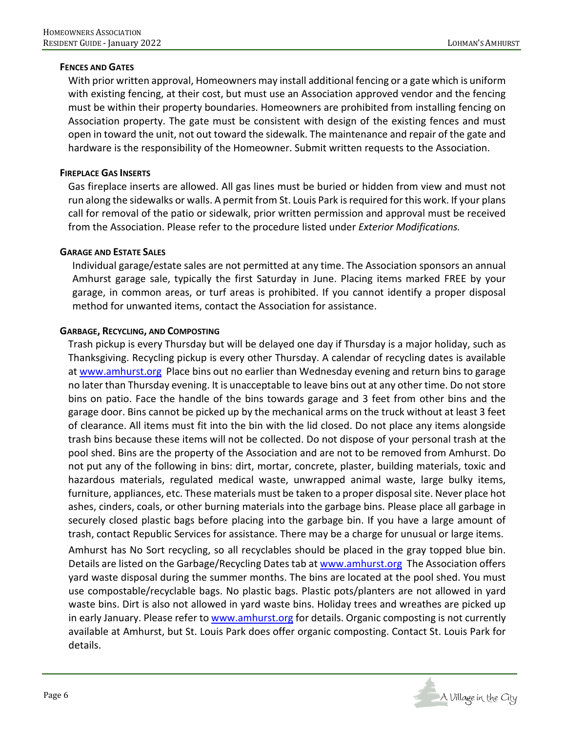#### FENCES AND GATES

With prior written approval, Homeowners may install additional fencing or a gate which is uniform with existing fencing, at their cost, but must use an Association approved vendor and the fencing must be within their property boundaries. Homeowners are prohibited from installing fencing on Association property. The gate must be consistent with design of the existing fences and must open in toward the unit, not out toward the sidewalk. The maintenance and repair of the gate and hardware is the responsibility of the Homeowner. Submit written requests to the Association.

#### FIREPLACE GAS INSERTS

Gas fireplace inserts are allowed. All gas lines must be buried or hidden from view and must not run along the sidewalks or walls. A permit from St. Louis Park is required for this work. If your plans call for removal of the patio or sidewalk, prior written permission and approval must be received from the Association. Please refer to the procedure listed under *Exterior Modifications.*

#### GARAGE AND ESTATE SALES

Individual garage/estate sales are not permitted at any time. The Association sponsors an annual Amhurst garage sale, typically the first Saturday in June. Placing items marked FREE by your garage, in common areas, or turf areas is prohibited. If you cannot identify a proper disposal method for unwanted items, contact the Association for assistance.

#### GARBAGE, RECYCLING, AND COMPOSTING

Trash pickup is every Thursday but will be delayed one day if Thursday is a major holiday, such as Thanksgiving. Recycling pickup is every other Thursday. A calendar of recycling dates is available at www.amhurst.org Place bins out no earlier than Wednesday evening and return bins to garage no later than Thursday evening. It is unacceptable to leave bins out at any other time. Do not store bins on patio. Face the handle of the bins towards garage and 3 feet from other bins and the garage door. Bins cannot be picked up by the mechanical arms on the truck without at least 3 feet of clearance. All items must fit into the bin with the lid closed. Do not place any items alongside trash bins because these items will not be collected. Do not dispose of your personal trash at the pool shed. Bins are the property of the Association and are not to be removed from Amhurst. Do not put any of the following in bins: dirt, mortar, concrete, plaster, building materials, toxic and hazardous materials, regulated medical waste, unwrapped animal waste, large bulky items, furniture, appliances, etc. These materials must be taken to a proper disposal site. Never place hot ashes, cinders, coals, or other burning materials into the garbage bins. Please place all garbage in securely closed plastic bags before placing into the garbage bin. If you have a large amount of trash, contact Republic Services for assistance. There may be a charge for unusual or large items.

Amhurst has No Sort recycling, so all recyclables should be placed in the gray topped blue bin. Details are listed on the Garbage/Recycling Dates tab at www.amhurst.org The Association offers yard waste disposal during the summer months. The bins are located at the pool shed. You must use compostable/recyclable bags. No plastic bags. Plastic pots/planters are not allowed in yard waste bins. Dirt is also not allowed in yard waste bins. Holiday trees and wreathes are picked up in early January. Please refer to www.amhurst.org for details. Organic composting is not currently available at Amhurst, but St. Louis Park does offer organic composting. Contact St. Louis Park for details.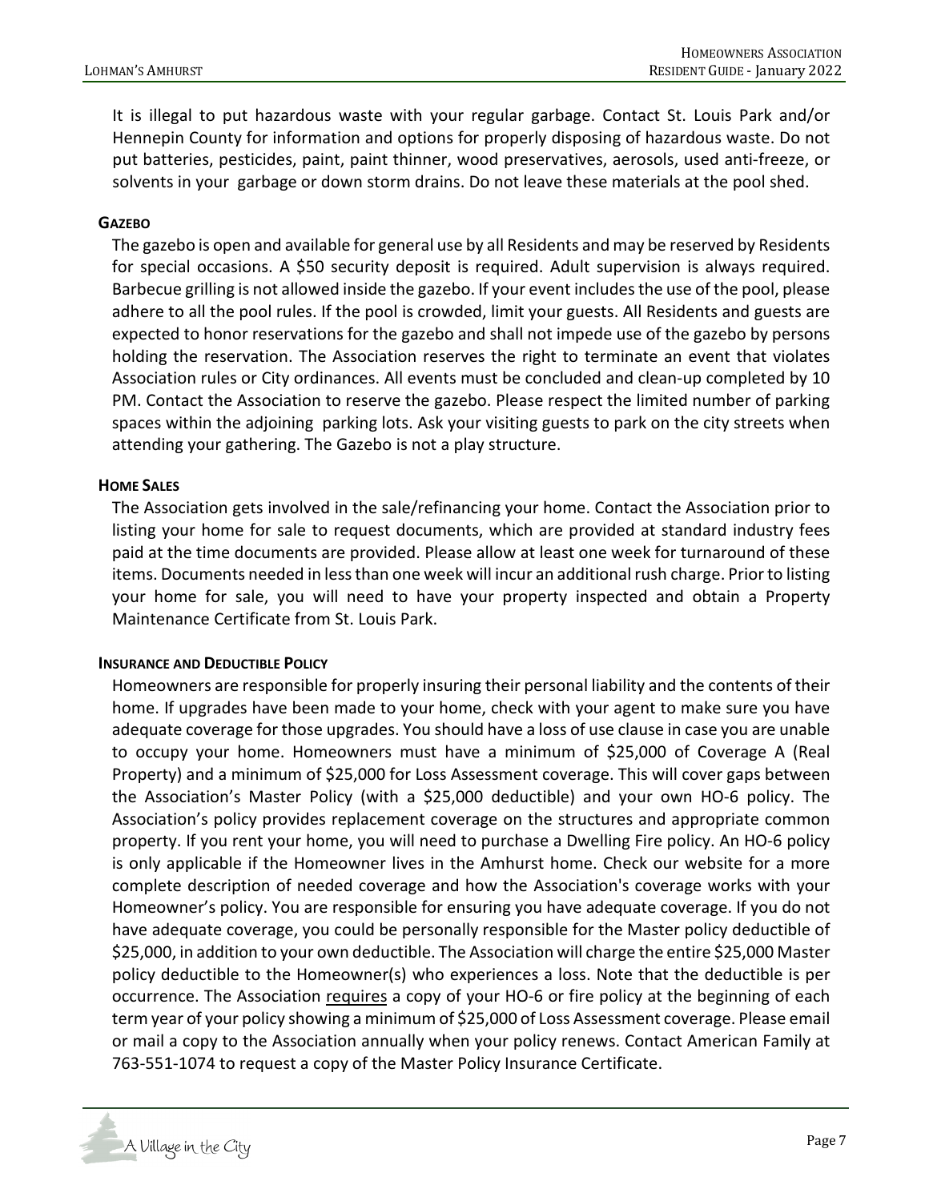It is illegal to put hazardous waste with your regular garbage. Contact St. Louis Park and/or Hennepin County for information and options for properly disposing of hazardous waste. Do not put batteries, pesticides, paint, paint thinner, wood preservatives, aerosols, used anti-freeze, or solvents in your garbage or down storm drains. Do not leave these materials at the pool shed.

#### GAZEBO

The gazebo is open and available for general use by all Residents and may be reserved by Residents for special occasions. A $50 security deposit is required. Adult supervision is always required. Barbecue grilling is not allowed inside the gazebo. If your event includes the use of the pool, please adhere to all the pool rules. If the pool is crowded, limit your guests. All Residents and guests are expected to honor reservations for the gazebo and shall not impede use of the gazebo by persons holding the reservation. The Association reserves the right to terminate an event that violates Association rules or City ordinances. All events must be concluded and clean-up completed by 10 PM. Contact the Association to reserve the gazebo. Please respect the limited number of parking spaces within the adjoining parking lots. Ask your visiting guests to park on the city streets when attending your gathering. The Gazebo is not a play structure.

#### HOME SALES

The Association gets involved in the sale/refinancing your home. Contact the Association prior to listing your home for sale to request documents, which are provided at standard industry fees paid at the time documents are provided. Please allow at least one week for turnaround of these items. Documents needed in less than one week will incur an additional rush charge. Prior to listing your home for sale, you will need to have your property inspected and obtain a Property Maintenance Certificate from St. Louis Park.

#### INSURANCE AND DEDUCTIBLE POLICY

Homeowners are responsible for properly insuring their personal liability and the contents of their home. If upgrades have been made to your home, check with your agent to make sure you have adequate coverage for those upgrades. You should have a loss of use clause in case you are unable to occupy your home. Homeowners must have a minimum of $25,000 of Coverage A (Real Property) and a minimum of $25,000 for Loss Assessment coverage. This will cover gaps between the Association's Master Policy (with a $25,000 deductible) and your own HO-6 policy. The Association's policy provides replacement coverage on the structures and appropriate common property. If you rent your home, you will need to purchase a Dwelling Fire policy. An HO-6 policy is only applicable if the Homeowner lives in the Amhurst home. Check our website for a more complete description of needed coverage and how the Association's coverage works with your Homeowner's policy. You are responsible for ensuring you have adequate coverage. If you do not have adequate coverage, you could be personally responsible for the Master policy deductible of $25,000, in addition to your own deductible. The Association will charge the entire $25,000 Master policy deductible to the Homeowner(s) who experiences a loss. Note that the deductible is per occurrence. The Association <u>requires</u> a copy of your HO-6 or fire policy at the beginning of each term year of your policy showing a minimum of $25,000 of Loss Assessment coverage. Please email or mail a copy to the Association annually when your policy renews. Contact American Family at 763-551-1074 to request a copy of the Master Policy Insurance Certificate.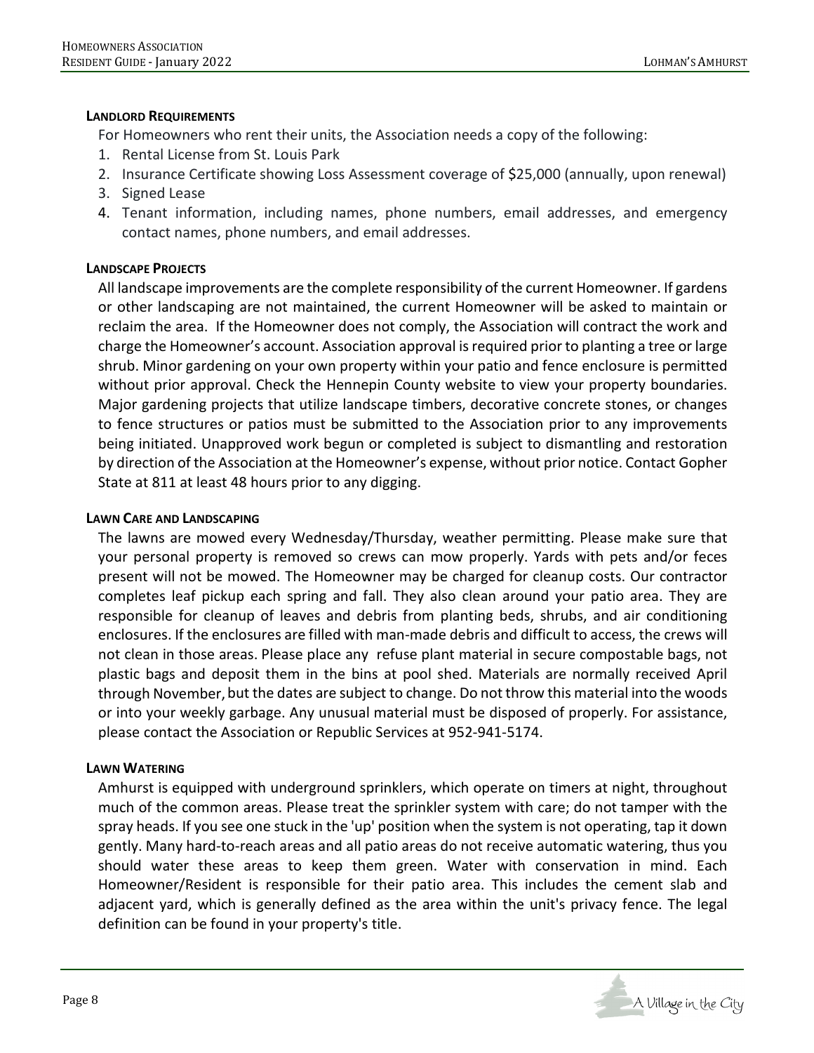### Landlord Requirements

For Homeowners who rent their units, the Association needs a copy of the following:

1. Rental License from St. Louis Park
2. Insurance Certificate showing Loss Assessment coverage of $25,000 (annually, upon renewal)
3. Signed Lease
4. Tenant information, including names, phone numbers, email addresses, and emergency contact names, phone numbers, and email addresses.

### Landscape Projects

All landscape improvements are the complete responsibility of the current Homeowner. If gardens or other landscaping are not maintained, the current Homeowner will be asked to maintain or reclaim the area. If the Homeowner does not comply, the Association will contract the work and charge the Homeowner's account. Association approval is required prior to planting a tree or large shrub. Minor gardening on your own property within your patio and fence enclosure is permitted without prior approval. Check the Hennepin County website to view your property boundaries. Major gardening projects that utilize landscape timbers, decorative concrete stones, or changes to fence structures or patios must be submitted to the Association prior to any improvements being initiated. Unapproved work begun or completed is subject to dismantling and restoration by direction of the Association at the Homeowner's expense, without prior notice. Contact Gopher State at 811 at least 48 hours prior to any digging.

### Lawn Care and Landscaping

The lawns are mowed every Wednesday/Thursday, weather permitting. Please make sure that your personal property is removed so crews can mow properly. Yards with pets and/or feces present will not be mowed. The Homeowner may be charged for cleanup costs. Our contractor completes leaf pickup each spring and fall. They also clean around your patio area. They are responsible for cleanup of leaves and debris from planting beds, shrubs, and air conditioning enclosures. If the enclosures are filled with man-made debris and difficult to access, the crews will not clean in those areas. Please place any refuse plant material in secure compostable bags, not plastic bags and deposit them in the bins at pool shed. Materials are normally received April through November, but the dates are subject to change. Do not throw this material into the woods or into your weekly garbage. Any unusual material must be disposed of properly. For assistance, please contact the Association or Republic Services at 952-941-5174.

### Lawn Watering

Amhurst is equipped with underground sprinklers, which operate on timers at night, throughout much of the common areas. Please treat the sprinkler system with care; do not tamper with the spray heads. If you see one stuck in the 'up' position when the system is not operating, tap it down gently. Many hard-to-reach areas and all patio areas do not receive automatic watering, thus you should water these areas to keep them green. Water with conservation in mind. Each Homeowner/Resident is responsible for their patio area. This includes the cement slab and adjacent yard, which is generally defined as the area within the unit's privacy fence. The legal definition can be found in your property's title.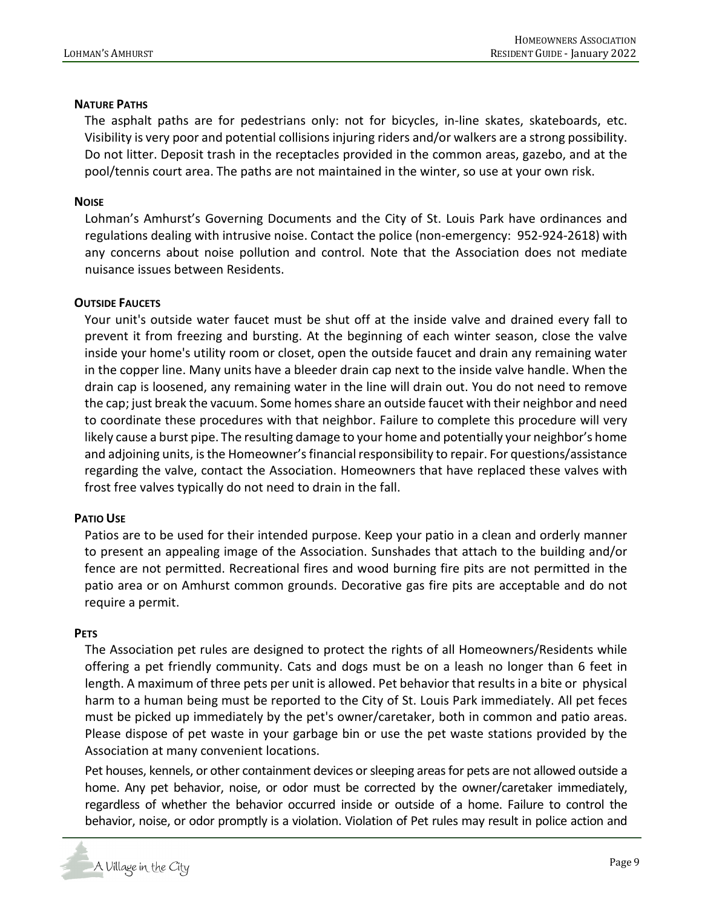#### Nature Paths

The asphalt paths are for pedestrians only: not for bicycles, in-line skates, skateboards, etc. Visibility is very poor and potential collisions injuring riders and/or walkers are a strong possibility. Do not litter. Deposit trash in the receptacles provided in the common areas, gazebo, and at the pool/tennis court area. The paths are not maintained in the winter, so use at your own risk.

#### Noise

Lohman's Amhurst's Governing Documents and the City of St. Louis Park have ordinances and regulations dealing with intrusive noise. Contact the police (non-emergency: 952-924-2618) with any concerns about noise pollution and control. Note that the Association does not mediate nuisance issues between Residents.

#### Outside Faucets

Your unit's outside water faucet must be shut off at the inside valve and drained every fall to prevent it from freezing and bursting. At the beginning of each winter season, close the valve inside your home's utility room or closet, open the outside faucet and drain any remaining water in the copper line. Many units have a bleeder drain cap next to the inside valve handle. When the drain cap is loosened, any remaining water in the line will drain out. You do not need to remove the cap; just break the vacuum. Some homes share an outside faucet with their neighbor and need to coordinate these procedures with that neighbor. Failure to complete this procedure will very likely cause a burst pipe. The resulting damage to your home and potentially your neighbor's home and adjoining units, is the Homeowner's financial responsibility to repair. For questions/assistance regarding the valve, contact the Association. Homeowners that have replaced these valves with frost free valves typically do not need to drain in the fall.

#### Patio Use

Patios are to be used for their intended purpose. Keep your patio in a clean and orderly manner to present an appealing image of the Association. Sunshades that attach to the building and/or fence are not permitted. Recreational fires and wood burning fire pits are not permitted in the patio area or on Amhurst common grounds. Decorative gas fire pits are acceptable and do not require a permit.

#### Pets

The Association pet rules are designed to protect the rights of all Homeowners/Residents while offering a pet friendly community. Cats and dogs must be on a leash no longer than 6 feet in length. A maximum of three pets per unit is allowed. Pet behavior that results in a bite or physical harm to a human being must be reported to the City of St. Louis Park immediately. All pet feces must be picked up immediately by the pet's owner/caretaker, both in common and patio areas. Please dispose of pet waste in your garbage bin or use the pet waste stations provided by the Association at many convenient locations.

Pet houses, kennels, or other containment devices or sleeping areas for pets are not allowed outside a home. Any pet behavior, noise, or odor must be corrected by the owner/caretaker immediately, regardless of whether the behavior occurred inside or outside of a home. Failure to control the behavior, noise, or odor promptly is a violation. Violation of Pet rules may result in police action and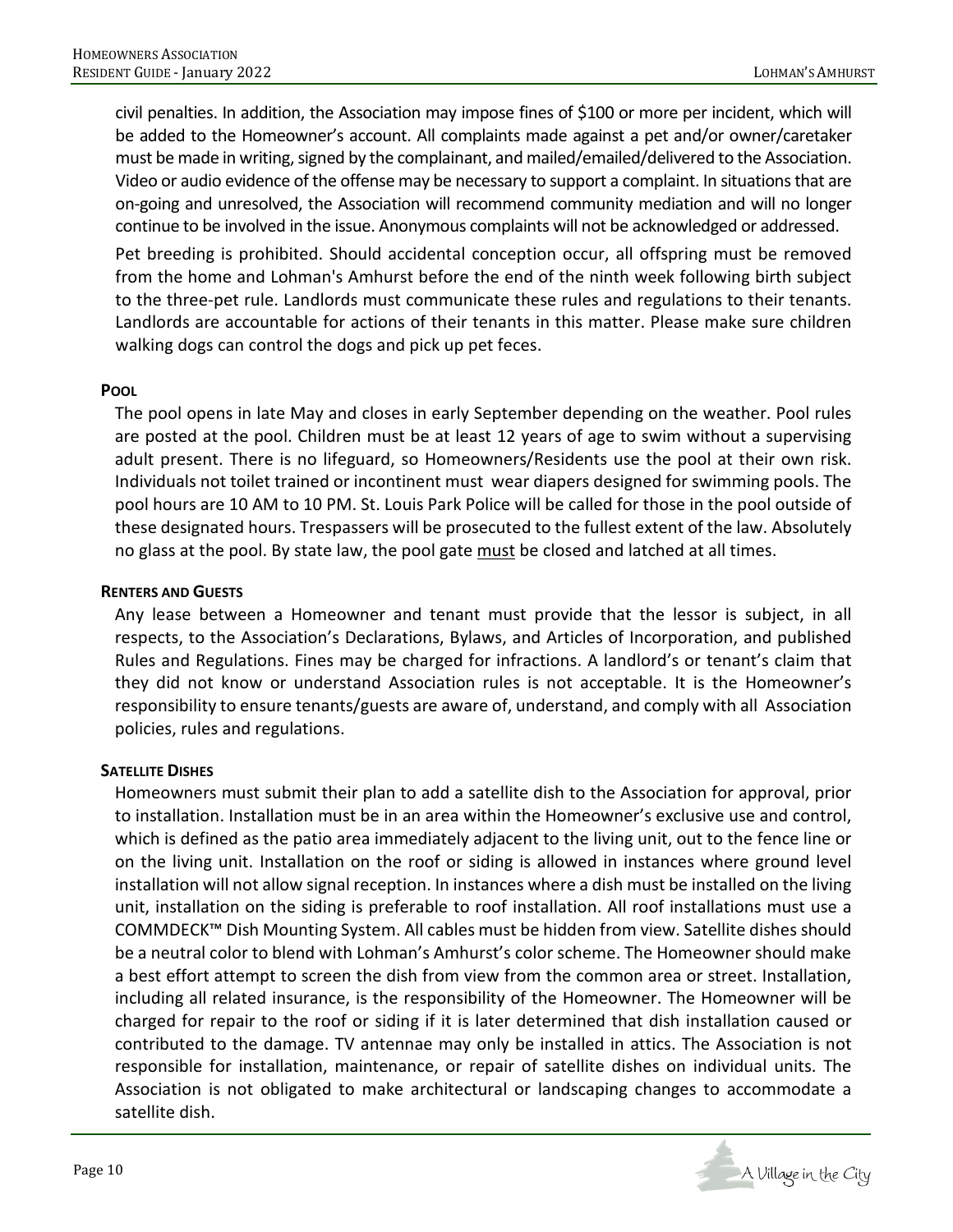civil penalties. In addition, the Association may impose fines of $100 or more per incident, which will be added to the Homeowner's account. All complaints made against a pet and/or owner/caretaker must be made in writing, signed by the complainant, and mailed/emailed/delivered to the Association. Video or audio evidence of the offense may be necessary to support a complaint. In situations that are on-going and unresolved, the Association will recommend community mediation and will no longer continue to be involved in the issue. Anonymous complaints will not be acknowledged or addressed.

Pet breeding is prohibited. Should accidental conception occur, all offspring must be removed from the home and Lohman's Amhurst before the end of the ninth week following birth subject to the three-pet rule. Landlords must communicate these rules and regulations to their tenants. Landlords are accountable for actions of their tenants in this matter. Please make sure children walking dogs can control the dogs and pick up pet feces.

**POOL**

The pool opens in late May and closes in early September depending on the weather. Pool rules are posted at the pool. Children must be at least 12 years of age to swim without a supervising adult present. There is no lifeguard, so Homeowners/Residents use the pool at their own risk. Individuals not toilet trained or incontinent must wear diapers designed for swimming pools. The pool hours are 10 AM to 10 PM. St. Louis Park Police will be called for those in the pool outside of these designated hours. Trespassers will be prosecuted to the fullest extent of the law. Absolutely no glass at the pool. By state law, the pool gate <u>must</u> be closed and latched at all times.

**RENTERS AND GUESTS**

Any lease between a Homeowner and tenant must provide that the lessor is subject, in all respects, to the Association's Declarations, Bylaws, and Articles of Incorporation, and published Rules and Regulations. Fines may be charged for infractions. A landlord's or tenant's claim that they did not know or understand Association rules is not acceptable. It is the Homeowner's responsibility to ensure tenants/guests are aware of, understand, and comply with all Association policies, rules and regulations.

**SATELLITE DISHES**

Homeowners must submit their plan to add a satellite dish to the Association for approval, prior to installation. Installation must be in an area within the Homeowner's exclusive use and control, which is defined as the patio area immediately adjacent to the living unit, out to the fence line or on the living unit. Installation on the roof or siding is allowed in instances where ground level installation will not allow signal reception. In instances where a dish must be installed on the living unit, installation on the siding is preferable to roof installation. All roof installations must use a COMMDECK™ Dish Mounting System. All cables must be hidden from view. Satellite dishes should be a neutral color to blend with Lohman's Amhurst's color scheme. The Homeowner should make a best effort attempt to screen the dish from view from the common area or street. Installation, including all related insurance, is the responsibility of the Homeowner. The Homeowner will be charged for repair to the roof or siding if it is later determined that dish installation caused or contributed to the damage. TV antennae may only be installed in attics. The Association is not responsible for installation, maintenance, or repair of satellite dishes on individual units. The Association is not obligated to make architectural or landscaping changes to accommodate a satellite dish.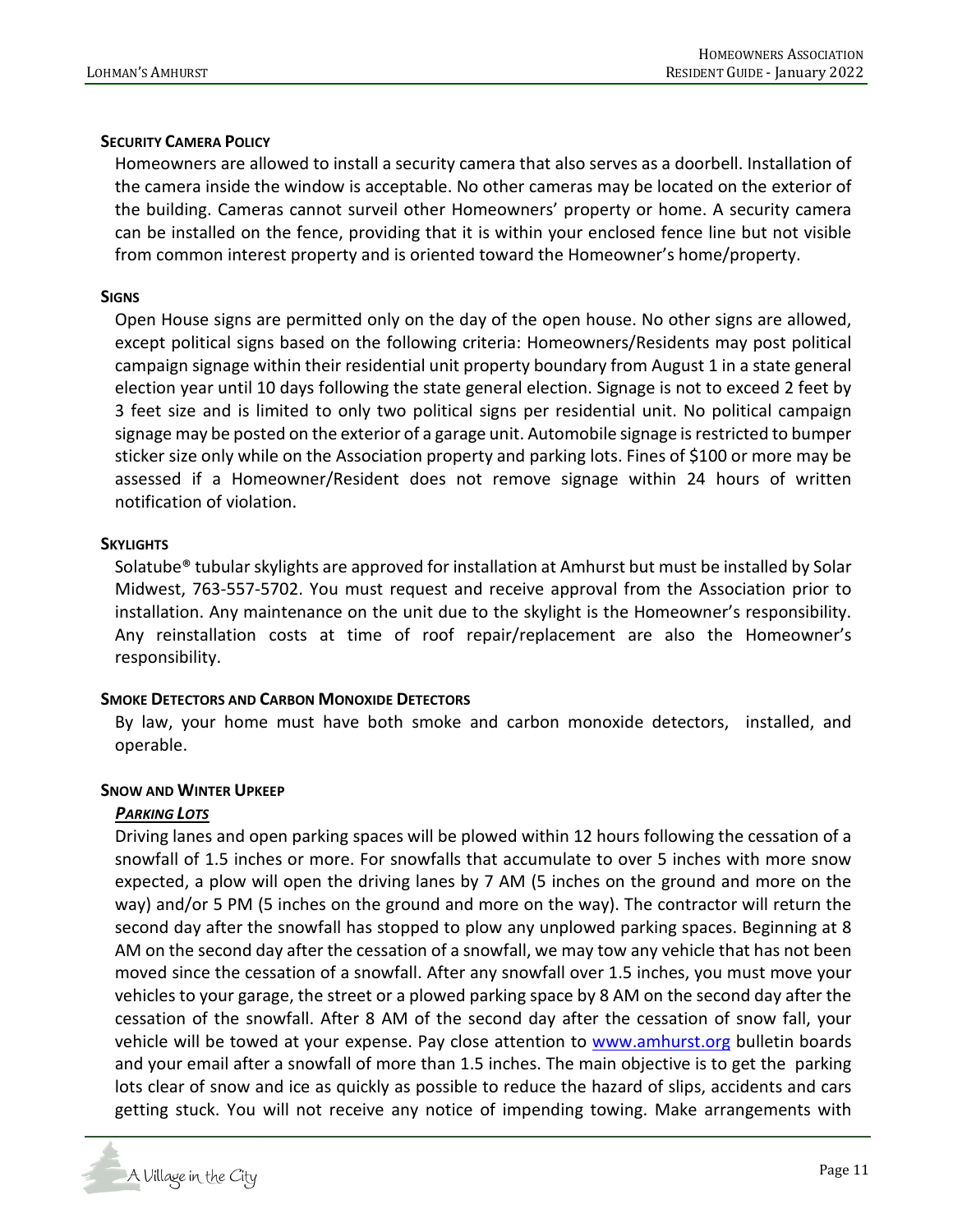**Security Camera Policy**

Homeowners are allowed to install a security camera that also serves as a doorbell. Installation of the camera inside the window is acceptable. No other cameras may be located on the exterior of the building. Cameras cannot surveil other Homeowners' property or home. A security camera can be installed on the fence, providing that it is within your enclosed fence line but not visible from common interest property and is oriented toward the Homeowner's home/property.

**Signs**

Open House signs are permitted only on the day of the open house. No other signs are allowed, except political signs based on the following criteria: Homeowners/Residents may post political campaign signage within their residential unit property boundary from August 1 in a state general election year until 10 days following the state general election. Signage is not to exceed 2 feet by 3 feet size and is limited to only two political signs per residential unit. No political campaign signage may be posted on the exterior of a garage unit. Automobile signage is restricted to bumper sticker size only while on the Association property and parking lots. Fines of $100 or more may be assessed if a Homeowner/Resident does not remove signage within 24 hours of written notification of violation.

**Skylights**

Solatube® tubular skylights are approved for installation at Amhurst but must be installed by Solar Midwest, 763-557-5702. You must request and receive approval from the Association prior to installation. Any maintenance on the unit due to the skylight is the Homeowner's responsibility. Any reinstallation costs at time of roof repair/replacement are also the Homeowner's responsibility.

**Smoke Detectors and Carbon Monoxide Detectors**

By law, your home must have both smoke and carbon monoxide detectors, installed, and operable.

**Snow and Winter Upkeep**

***<u>Parking Lots</u>***

Driving lanes and open parking spaces will be plowed within 12 hours following the cessation of a snowfall of 1.5 inches or more. For snowfalls that accumulate to over 5 inches with more snow expected, a plow will open the driving lanes by 7 AM (5 inches on the ground and more on the way) and/or 5 PM (5 inches on the ground and more on the way). The contractor will return the second day after the snowfall has stopped to plow any unplowed parking spaces. Beginning at 8 AM on the second day after the cessation of a snowfall, we may tow any vehicle that has not been moved since the cessation of a snowfall. After any snowfall over 1.5 inches, you must move your vehicles to your garage, the street or a plowed parking space by 8 AM on the second day after the cessation of the snowfall. After 8 AM of the second day after the cessation of snow fall, your vehicle will be towed at your expense. Pay close attention to [www.amhurst.org](http://www.amhurst.org) bulletin boards and your email after a snowfall of more than 1.5 inches. The main objective is to get the parking lots clear of snow and ice as quickly as possible to reduce the hazard of slips, accidents and cars getting stuck. You will not receive any notice of impending towing. Make arrangements with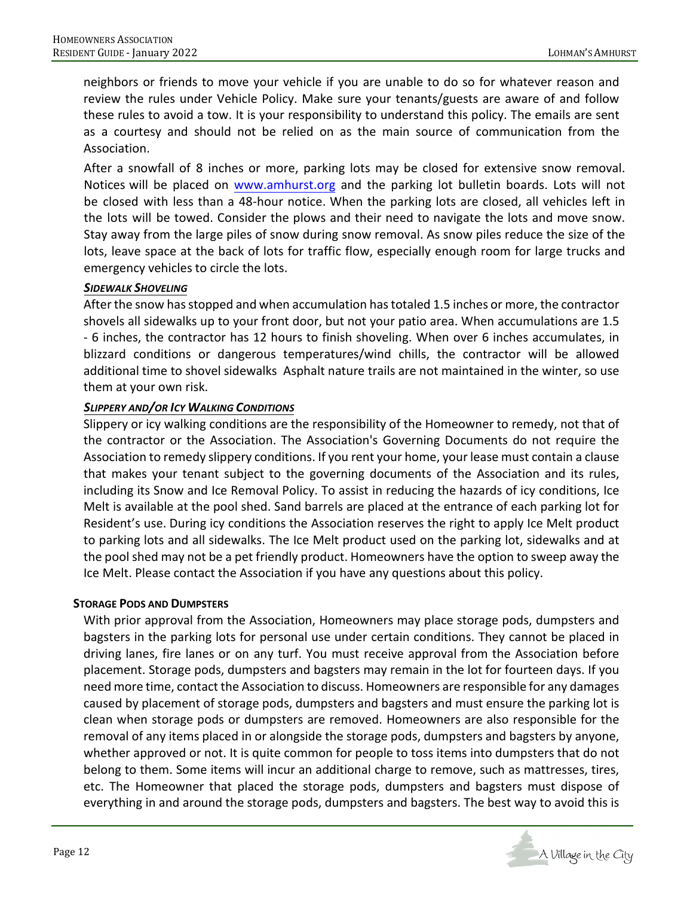neighbors or friends to move your vehicle if you are unable to do so for whatever reason and review the rules under Vehicle Policy. Make sure your tenants/guests are aware of and follow these rules to avoid a tow. It is your responsibility to understand this policy. The emails are sent as a courtesy and should not be relied on as the main source of communication from the Association.

After a snowfall of 8 inches or more, parking lots may be closed for extensive snow removal. Notices will be placed on www.amhurst.org and the parking lot bulletin boards. Lots will not be closed with less than a 48-hour notice. When the parking lots are closed, all vehicles left in the lots will be towed. Consider the plows and their need to navigate the lots and move snow. Stay away from the large piles of snow during snow removal. As snow piles reduce the size of the lots, leave space at the back of lots for traffic flow, especially enough room for large trucks and emergency vehicles to circle the lots.

***Sidewalk Shoveling***

After the snow has stopped and when accumulation has totaled 1.5 inches or more, the contractor shovels all sidewalks up to your front door, but not your patio area. When accumulations are 1.5 - 6 inches, the contractor has 12 hours to finish shoveling. When over 6 inches accumulates, in blizzard conditions or dangerous temperatures/wind chills, the contractor will be allowed additional time to shovel sidewalks Asphalt nature trails are not maintained in the winter, so use them at your own risk.

***Slippery and/or Icy Walking Conditions***

Slippery or icy walking conditions are the responsibility of the Homeowner to remedy, not that of the contractor or the Association. The Association's Governing Documents do not require the Association to remedy slippery conditions. If you rent your home, your lease must contain a clause that makes your tenant subject to the governing documents of the Association and its rules, including its Snow and Ice Removal Policy. To assist in reducing the hazards of icy conditions, Ice Melt is available at the pool shed. Sand barrels are placed at the entrance of each parking lot for Resident's use. During icy conditions the Association reserves the right to apply Ice Melt product to parking lots and all sidewalks. The Ice Melt product used on the parking lot, sidewalks and at the pool shed may not be a pet friendly product. Homeowners have the option to sweep away the Ice Melt. Please contact the Association if you have any questions about this policy.

**Storage Pods and Dumpsters**

With prior approval from the Association, Homeowners may place storage pods, dumpsters and bagsters in the parking lots for personal use under certain conditions. They cannot be placed in driving lanes, fire lanes or on any turf. You must receive approval from the Association before placement. Storage pods, dumpsters and bagsters may remain in the lot for fourteen days. If you need more time, contact the Association to discuss. Homeowners are responsible for any damages caused by placement of storage pods, dumpsters and bagsters and must ensure the parking lot is clean when storage pods or dumpsters are removed. Homeowners are also responsible for the removal of any items placed in or alongside the storage pods, dumpsters and bagsters by anyone, whether approved or not. It is quite common for people to toss items into dumpsters that do not belong to them. Some items will incur an additional charge to remove, such as mattresses, tires, etc. The Homeowner that placed the storage pods, dumpsters and bagsters must dispose of everything in and around the storage pods, dumpsters and bagsters. The best way to avoid this is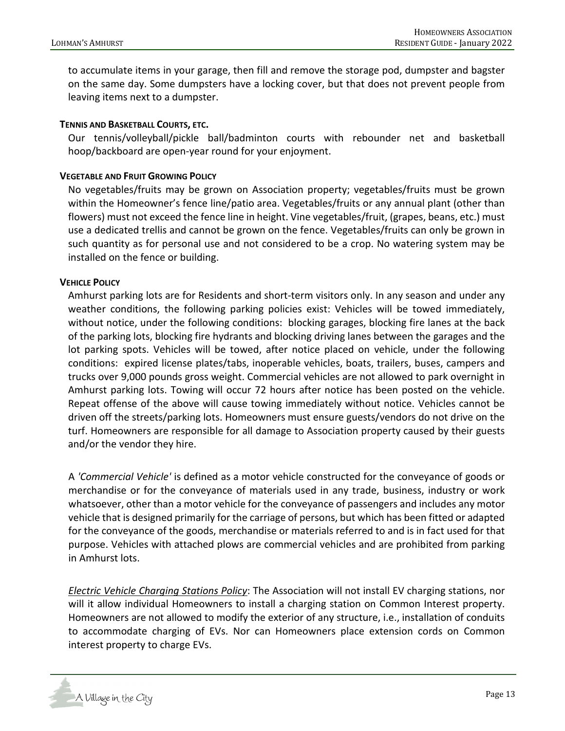to accumulate items in your garage, then fill and remove the storage pod, dumpster and bagster on the same day. Some dumpsters have a locking cover, but that does not prevent people from leaving items next to a dumpster.

#### **Tennis and Basketball Courts, etc.**

Our tennis/volleyball/pickle ball/badminton courts with rebounder net and basketball hoop/backboard are open-year round for your enjoyment.

#### **Vegetable and Fruit Growing Policy**

No vegetables/fruits may be grown on Association property; vegetables/fruits must be grown within the Homeowner's fence line/patio area. Vegetables/fruits or any annual plant (other than flowers) must not exceed the fence line in height. Vine vegetables/fruit, (grapes, beans, etc.) must use a dedicated trellis and cannot be grown on the fence. Vegetables/fruits can only be grown in such quantity as for personal use and not considered to be a crop. No watering system may be installed on the fence or building.

#### **Vehicle Policy**

Amhurst parking lots are for Residents and short-term visitors only. In any season and under any weather conditions, the following parking policies exist: Vehicles will be towed immediately, without notice, under the following conditions: blocking garages, blocking fire lanes at the back of the parking lots, blocking fire hydrants and blocking driving lanes between the garages and the lot parking spots. Vehicles will be towed, after notice placed on vehicle, under the following conditions: expired license plates/tabs, inoperable vehicles, boats, trailers, buses, campers and trucks over 9,000 pounds gross weight. Commercial vehicles are not allowed to park overnight in Amhurst parking lots. Towing will occur 72 hours after notice has been posted on the vehicle. Repeat offense of the above will cause towing immediately without notice. Vehicles cannot be driven off the streets/parking lots. Homeowners must ensure guests/vendors do not drive on the turf. Homeowners are responsible for all damage to Association property caused by their guests and/or the vendor they hire.

A *'Commercial Vehicle'* is defined as a motor vehicle constructed for the conveyance of goods or merchandise or for the conveyance of materials used in any trade, business, industry or work whatsoever, other than a motor vehicle for the conveyance of passengers and includes any motor vehicle that is designed primarily for the carriage of persons, but which has been fitted or adapted for the conveyance of the goods, merchandise or materials referred to and is in fact used for that purpose. Vehicles with attached plows are commercial vehicles and are prohibited from parking in Amhurst lots.

*Electric Vehicle Charging Stations Policy*: The Association will not install EV charging stations, nor will it allow individual Homeowners to install a charging station on Common Interest property. Homeowners are not allowed to modify the exterior of any structure, i.e., installation of conduits to accommodate charging of EVs. Nor can Homeowners place extension cords on Common interest property to charge EVs.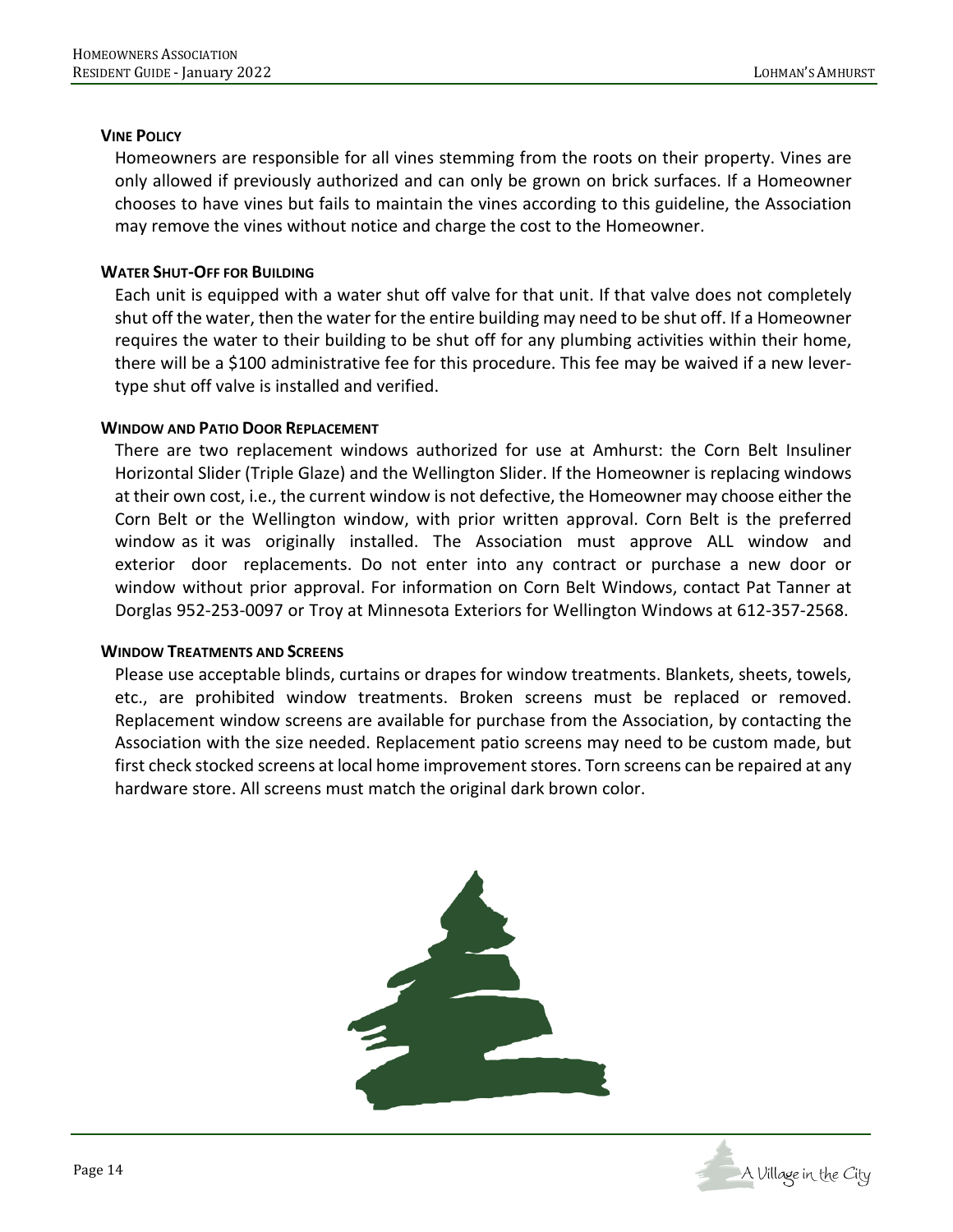### Vine Policy

Homeowners are responsible for all vines stemming from the roots on their property. Vines are only allowed if previously authorized and can only be grown on brick surfaces. If a Homeowner chooses to have vines but fails to maintain the vines according to this guideline, the Association may remove the vines without notice and charge the cost to the Homeowner.

### Water Shut-Off for Building

Each unit is equipped with a water shut off valve for that unit. If that valve does not completely shut off the water, then the water for the entire building may need to be shut off. If a Homeowner requires the water to their building to be shut off for any plumbing activities within their home, there will be a $100 administrative fee for this procedure. This fee may be waived if a new lever-type shut off valve is installed and verified.

### Window and Patio Door Replacement

There are two replacement windows authorized for use at Amhurst: the Corn Belt Insuliner Horizontal Slider (Triple Glaze) and the Wellington Slider. If the Homeowner is replacing windows at their own cost, i.e., the current window is not defective, the Homeowner may choose either the Corn Belt or the Wellington window, with prior written approval. Corn Belt is the preferred window as it was originally installed. The Association must approve ALL window and exterior door replacements. Do not enter into any contract or purchase a new door or window without prior approval. For information on Corn Belt Windows, contact Pat Tanner at Dorglas 952-253-0097 or Troy at Minnesota Exteriors for Wellington Windows at 612-357-2568.

### Window Treatments and Screens

Please use acceptable blinds, curtains or drapes for window treatments. Blankets, sheets, towels, etc., are prohibited window treatments. Broken screens must be replaced or removed. Replacement window screens are available for purchase from the Association, by contacting the Association with the size needed. Replacement patio screens may need to be custom made, but first check stocked screens at local home improvement stores. Torn screens can be repaired at any hardware store. All screens must match the original dark brown color.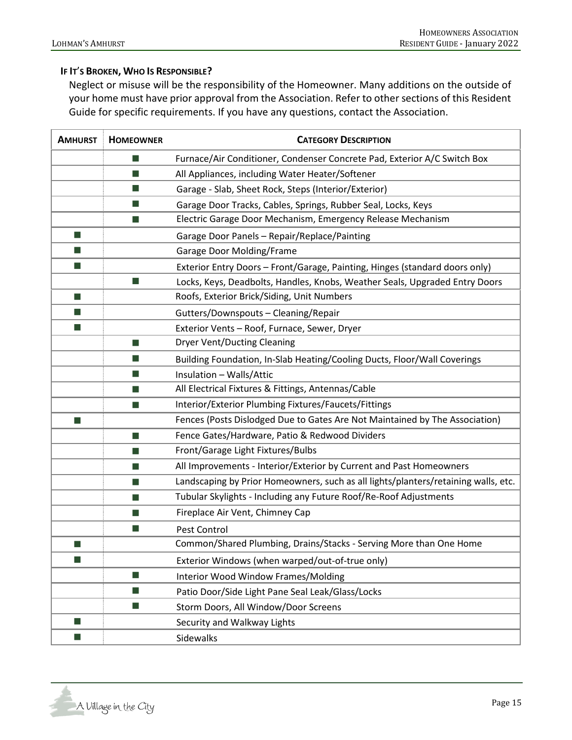### If It's Broken, Who Is Responsible?

Neglect or misuse will be the responsibility of the Homeowner. Many additions on the outside of your home must have prior approval from the Association. Refer to other sections of this Resident Guide for specific requirements. If you have any questions, contact the Association.

| Amhurst | Homeowner | Category Description |
|---|---|---|
| | ■ | Furnace/Air Conditioner, Condenser Concrete Pad, Exterior A/C Switch Box |
| | ■ | All Appliances, including Water Heater/Softener |
| | ■ | Garage - Slab, Sheet Rock, Steps (Interior/Exterior) |
| | ■ | Garage Door Tracks, Cables, Springs, Rubber Seal, Locks, Keys |
| | ■ | Electric Garage Door Mechanism, Emergency Release Mechanism |
| ■ | | Garage Door Panels – Repair/Replace/Painting |
| ■ | | Garage Door Molding/Frame |
| ■ | | Exterior Entry Doors – Front/Garage, Painting, Hinges (standard doors only) |
| | ■ | Locks, Keys, Deadbolts, Handles, Knobs, Weather Seals, Upgraded Entry Doors |
| ■ | | Roofs, Exterior Brick/Siding, Unit Numbers |
| ■ | | Gutters/Downspouts – Cleaning/Repair |
| ■ | | Exterior Vents – Roof, Furnace, Sewer, Dryer |
| | ■ | Dryer Vent/Ducting Cleaning |
| | ■ | Building Foundation, In-Slab Heating/Cooling Ducts, Floor/Wall Coverings |
| | ■ | Insulation – Walls/Attic |
| | ■ | All Electrical Fixtures & Fittings, Antennas/Cable |
| | ■ | Interior/Exterior Plumbing Fixtures/Faucets/Fittings |
| ■ | | Fences (Posts Dislodged Due to Gates Are Not Maintained by The Association) |
| | ■ | Fence Gates/Hardware, Patio & Redwood Dividers |
| | ■ | Front/Garage Light Fixtures/Bulbs |
| | ■ | All Improvements - Interior/Exterior by Current and Past Homeowners |
| | ■ | Landscaping by Prior Homeowners, such as all lights/planters/retaining walls, etc. |
| | ■ | Tubular Skylights - Including any Future Roof/Re-Roof Adjustments |
| | ■ | Fireplace Air Vent, Chimney Cap |
| | ■ | Pest Control |
| ■ | | Common/Shared Plumbing, Drains/Stacks - Serving More than One Home |
| ■ | | Exterior Windows (when warped/out-of-true only) |
| | ■ | Interior Wood Window Frames/Molding |
| | ■ | Patio Door/Side Light Pane Seal Leak/Glass/Locks |
| | ■ | Storm Doors, All Window/Door Screens |
| ■ | | Security and Walkway Lights |
| ■ | | Sidewalks |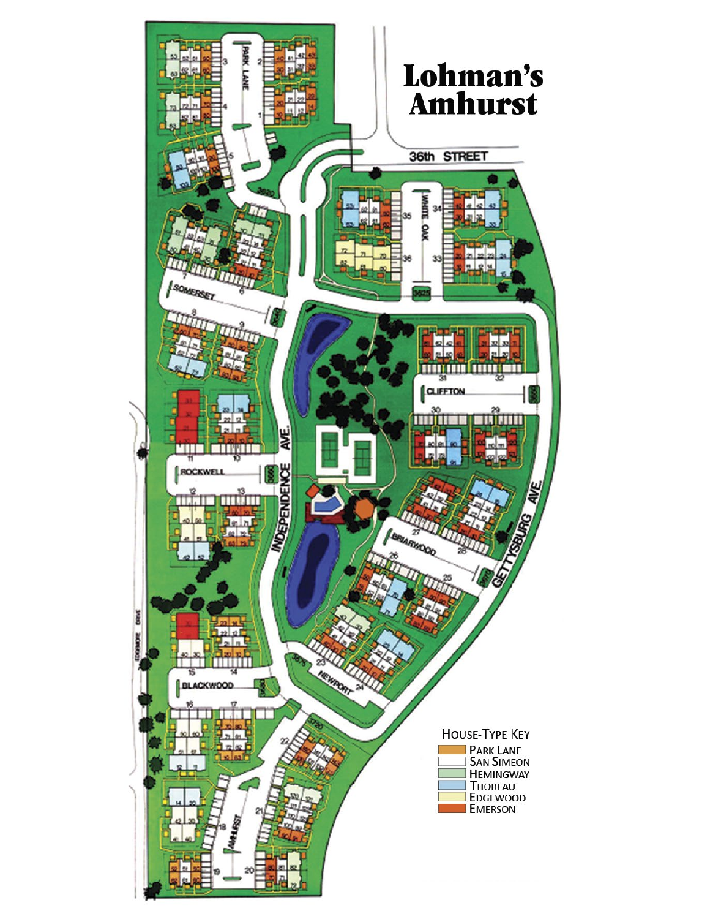# Lohman's Amhurst

36th STREET

PARK LANE

WHITE OAK

SOMERSET

CLIFFTON

ROCKWELL

INDEPENDENCE AVE.

BRIARWOOD

GETTYSBURG AVE.

BLACKWOOD

NEWPORT

AMHURST

EDGEMORE DRIVE

HOUSE-TYPE KEY

- PARK LANE
- SAN SIMEON
- HEMINGWAY
- THOREAU
- EDGEWOOD
- EMERSON